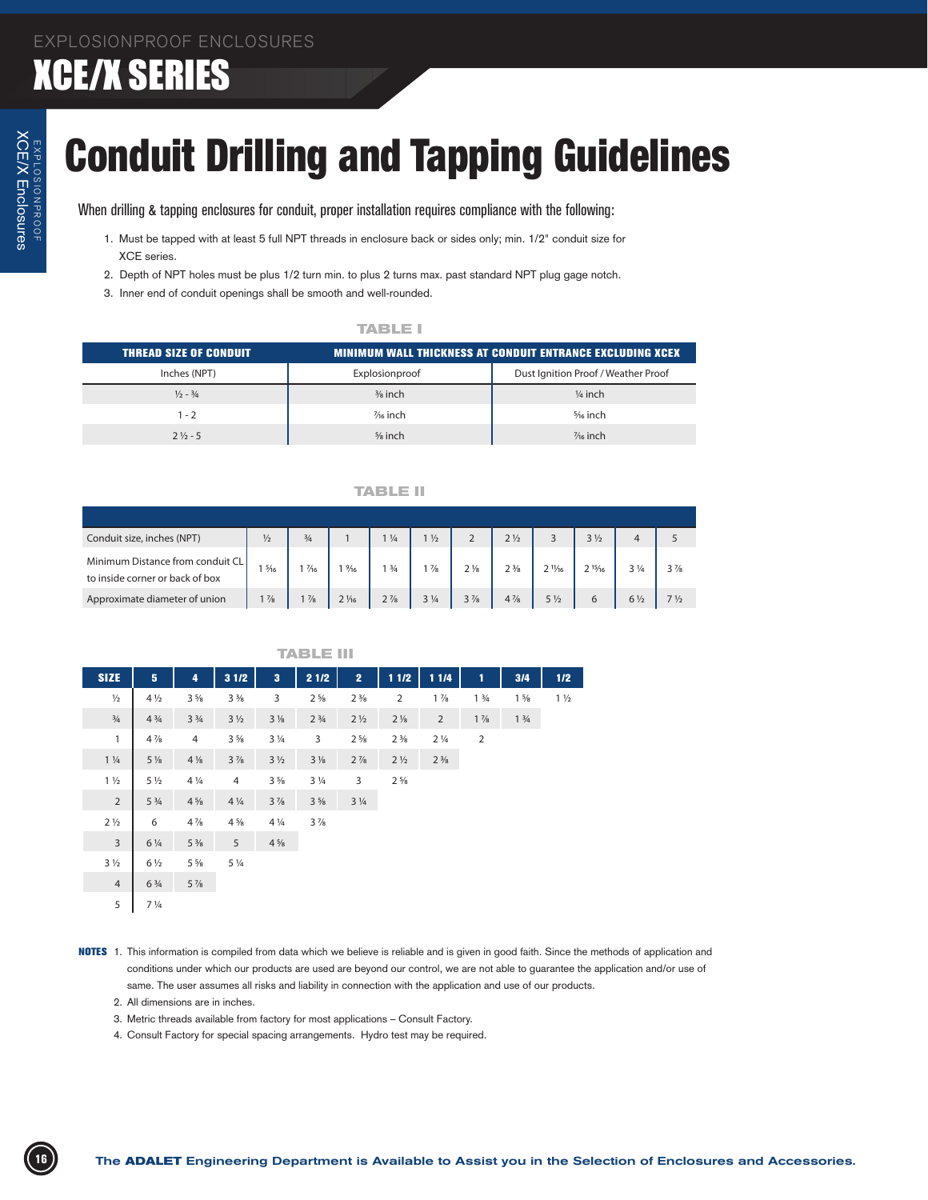EXPLOSIONPROOF ENCLOSURES

# XCE/X SERIES

# Conduit Drilling and Tapping Guidelines

When drilling & tapping enclosures for conduit, proper installation requires compliance with the following:

1. Must be tapped with at least 5 full NPT threads in enclosure back or sides only; min. 1/2" conduit size for XCE series.
2. Depth of NPT holes must be plus 1/2 turn min. to plus 2 turns max. past standard NPT plug gage notch.
3. Inner end of conduit openings shall be smooth and well-rounded.

### TABLE I

| THREAD SIZE OF CONDUIT | MINIMUM WALL THICKNESS AT CONDUIT ENTRANCE EXCLUDING XCEX | |
|---|---|---|
| Inches (NPT) | Explosionproof | Dust Ignition Proof / Weather Proof |
| ½ - ¾ | ⅜ inch | ¼ inch |
| 1 - 2 | 7/16 inch | 5/16 inch |
| 2 ½ - 5 | ⅝ inch | 7/16 inch |

### TABLE II

| Conduit size, inches (NPT) | ½ | ¾ | 1 | 1 ¼ | 1 ½ | 2 | 2 ½ | 3 | 3 ½ | 4 | 5 |
|---|---|---|---|---|---|---|---|---|---|---|---|
| Minimum Distance from conduit CL to inside corner or back of box | 1 5/16 | 1 7/16 | 1 9/16 | 1 ¾ | 1 ⅞ | 2 ⅛ | 2 ⅜ | 2 11/16 | 2 15/16 | 3 ¼ | 3 ⅞ |
| Approximate diameter of union | 1 ⅞ | 1 ⅞ | 2 1/16 | 2 ⅞ | 3 ¼ | 3 ⅞ | 4 ⅞ | 5 ½ | 6 | 6 ½ | 7 ½ |

### TABLE III

| SIZE | 5 | 4 | 3 1/2 | 3 | 2 1/2 | 2 | 1 1/2 | 1 1/4 | 1 | 3/4 | 1/2 |
|---|---|---|---|---|---|---|---|---|---|---|---|
| ½ | 4 ½ | 3 ⅝ | 3 ⅜ | 3 | 2 ⅝ | 2 ⅜ | 2 | 1 ⅞ | 1 ¾ | 1 ⅝ | 1 ½ |
| ¾ | 4 ¾ | 3 ¾ | 3 ½ | 3 ⅛ | 2 ¾ | 2 ½ | 2 ⅛ | 2 | 1 ⅞ | 1 ¾ | |
| 1 | 4 ⅞ | 4 | 3 ⅝ | 3 ¼ | 3 | 2 ⅝ | 2 ⅜ | 2 ¼ | 2 | | |
| 1 ¼ | 5 ⅛ | 4 ⅛ | 3 ⅞ | 3 ½ | 3 ⅛ | 2 ⅞ | 2 ½ | 2 ⅜ | | | |
| 1 ½ | 5 ½ | 4 ¼ | 4 | 3 ⅝ | 3 ¼ | 3 | 2 ⅝ | | | | |
| 2 | 5 ¾ | 4 ⅝ | 4 ¼ | 3 ⅞ | 3 ⅝ | 3 ¼ | | | | | |
| 2 ½ | 6 | 4 ⅞ | 4 ⅝ | 4 ¼ | 3 ⅞ | | | | | | |
| 3 | 6 ¼ | 5 ⅜ | 5 | 4 ⅝ | | | | | | | |
| 3 ½ | 6 ½ | 5 ⅝ | 5 ¼ | | | | | | | | |
| 4 | 6 ¾ | 5 ⅞ | | | | | | | | | |
| 5 | 7 ¼ | | | | | | | | | | |

**NOTES**

1. This information is compiled from data which we believe is reliable and is given in good faith. Since the methods of application and conditions under which our products are used are beyond our control, we are not able to guarantee the application and/or use of same. The user assumes all risks and liability in connection with the application and use of our products.
2. All dimensions are in inches.
3. Metric threads available from factory for most applications – Consult Factory.
4. Consult Factory for special spacing arrangements. Hydro test may be required.

The **ADALET** Engineering Department is Available to Assist you in the Selection of Enclosures and Accessories.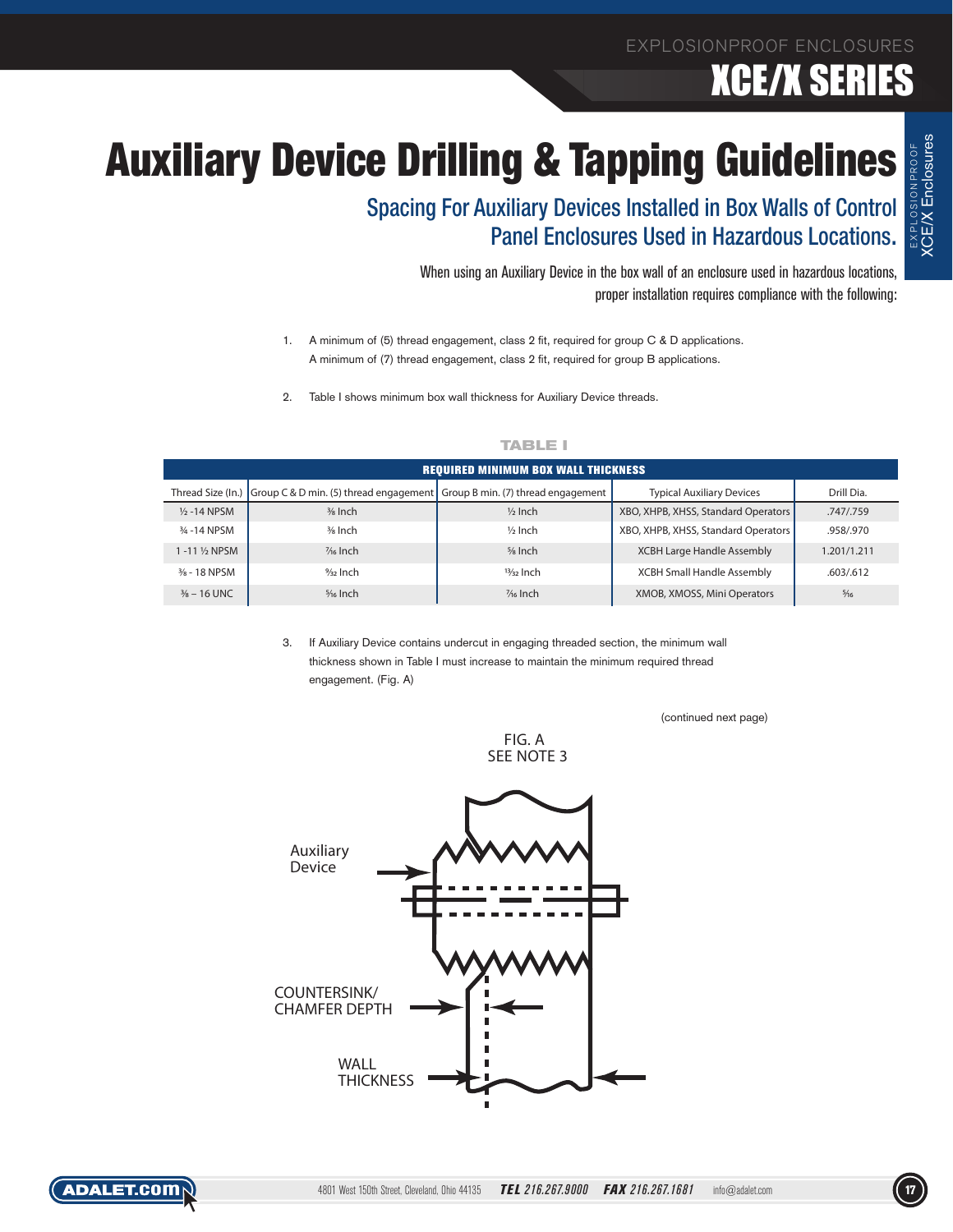# Auxiliary Device Drilling & Tapping Guidelines

## Spacing For Auxiliary Devices Installed in Box Walls of Control Panel Enclosures Used in Hazardous Locations.

When using an Auxiliary Device in the box wall of an enclosure used in hazardous locations, proper installation requires compliance with the following:

1. A minimum of (5) thread engagement, class 2 fit, required for group C & D applications.
   A minimum of (7) thread engagement, class 2 fit, required for group B applications.

2. Table I shows minimum box wall thickness for Auxiliary Device threads.

**TABLE I**

| REQUIRED MINIMUM BOX WALL THICKNESS | | | | |
|---|---|---|---|---|
| Thread Size (In.) | Group C & D min. (5) thread engagement | Group B min. (7) thread engagement | Typical Auxiliary Devices | Drill Dia. |
| ½ -14 NPSM | ⅜ Inch | ½ Inch | XBO, XHPB, XHSS, Standard Operators | .747/.759 |
| ¾ -14 NPSM | ⅜ Inch | ½ Inch | XBO, XHPB, XHSS, Standard Operators | .958/.970 |
| 1 -11 ½ NPSM | 7/16 Inch | ⅝ Inch | XCBH Large Handle Assembly | 1.201/1.211 |
| ⅜ - 18 NPSM | 9/32 Inch | 13/32 Inch | XCBH Small Handle Assembly | .603/.612 |
| ⅜ – 16 UNC | 5/16 Inch | 7/16 Inch | XMOB, XMOSS, Mini Operators | 5/16 |

3. If Auxiliary Device contains undercut in engaging threaded section, the minimum wall thickness shown in Table I must increase to maintain the minimum required thread engagement. (Fig. A)

(continued next page)

FIG. A
SEE NOTE 3

Auxiliary Device

COUNTERSINK/ CHAMFER DEPTH

WALL THICKNESS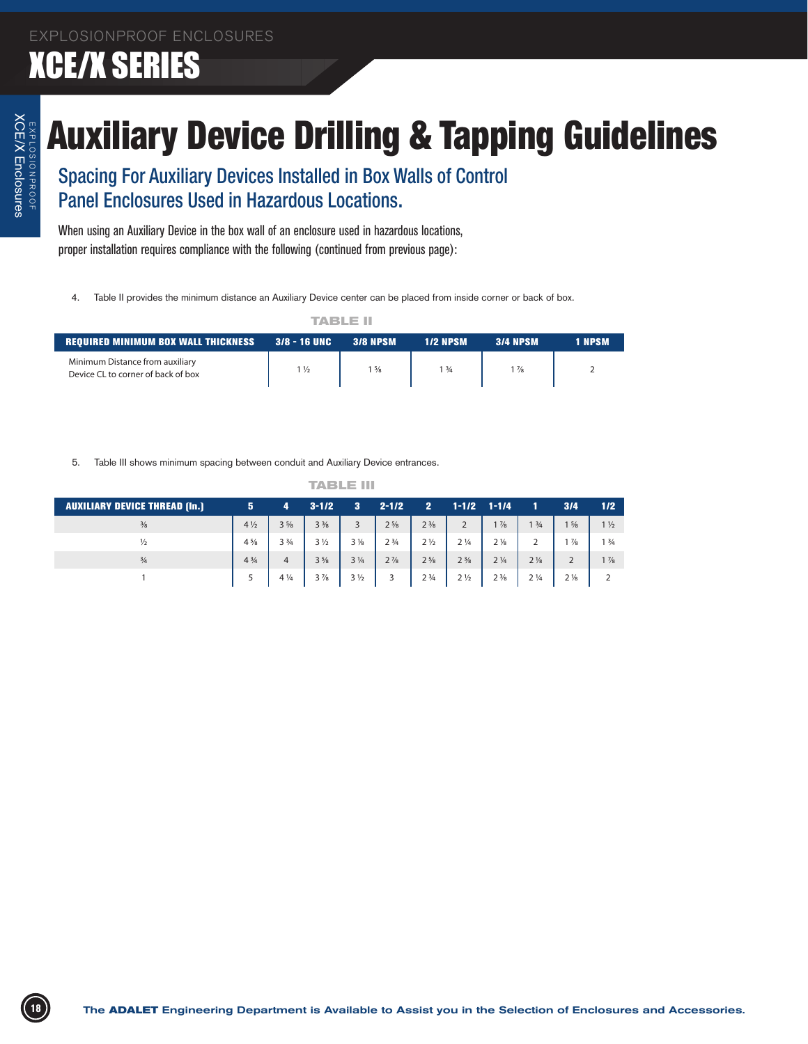# Auxiliary Device Drilling & Tapping Guidelines

## Spacing For Auxiliary Devices Installed in Box Walls of Control Panel Enclosures Used in Hazardous Locations.

When using an Auxiliary Device in the box wall of an enclosure used in hazardous locations, proper installation requires compliance with the following (continued from previous page):

4. Table II provides the minimum distance an Auxiliary Device center can be placed from inside corner or back of box.

**TABLE II**

| REQUIRED MINIMUM BOX WALL THICKNESS | 3/8 - 16 UNC | 3/8 NPSM | 1/2 NPSM | 3/4 NPSM | 1 NPSM |
|---|---|---|---|---|---|
| Minimum Distance from auxiliary Device CL to corner of back of box | 1 ½ | 1 ⅝ | 1 ¾ | 1 ⅞ | 2 |

5. Table III shows minimum spacing between conduit and Auxiliary Device entrances.

**TABLE III**

| AUXILIARY DEVICE THREAD (In.) | 5 | 4 | 3-1/2 | 3 | 2-1/2 | 2 | 1-1/2 | 1-1/4 | 1 | 3/4 | 1/2 |
|---|---|---|---|---|---|---|---|---|---|---|---|
| ⅜ | 4 ½ | 3 ⅝ | 3 ⅜ | 3 | 2 ⅝ | 2 ⅜ | 2 | 1 ⅞ | 1 ¾ | 1 ⅝ | 1 ½ |
| ½ | 4 ⅝ | 3 ¾ | 3 ½ | 3 ⅛ | 2 ¾ | 2 ½ | 2 ¼ | 2 ⅛ | 2 | 1 ⅞ | 1 ¾ |
| ¾ | 4 ¾ | 4 | 3 ⅝ | 3 ¼ | 2 ⅞ | 2 ⅝ | 2 ⅜ | 2 ¼ | 2 ⅛ | 2 | 1 ⅞ |
| 1 | 5 | 4 ¼ | 3 ⅞ | 3 ½ | 3 | 2 ¾ | 2 ½ | 2 ⅜ | 2 ¼ | 2 ⅛ | 2 |

The **ADALET** Engineering Department is Available to Assist you in the Selection of Enclosures and Accessories.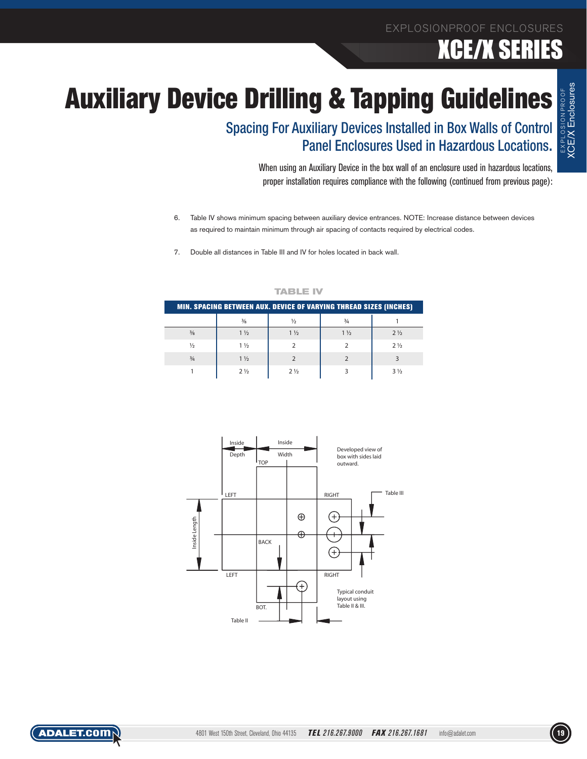# Auxiliary Device Drilling & Tapping Guidelines

## Spacing For Auxiliary Devices Installed in Box Walls of Control Panel Enclosures Used in Hazardous Locations.

When using an Auxiliary Device in the box wall of an enclosure used in hazardous locations, proper installation requires compliance with the following (continued from previous page):

6. Table IV shows minimum spacing between auxiliary device entrances. NOTE: Increase distance between devices as required to maintain minimum through air spacing of contacts required by electrical codes.

7. Double all distances in Table III and IV for holes located in back wall.

**TABLE IV**

| MIN. SPACING BETWEEN AUX. DEVICE OF VARYING THREAD SIZES (INCHES) | | | | |
|---|---|---|---|---|
| | ⅜ | ½ | ¾ | 1 |
| ⅜ | 1 ½ | 1 ½ | 1 ½ | 2 ½ |
| ½ | 1 ½ | 2 | 2 | 2 ½ |
| ¾ | 1 ½ | 2 | 2 | 3 |
| 1 | 2 ½ | 2 ½ | 3 | 3 ½ |

Inside Depth

Inside Width

TOP

Developed view of box with sides laid outward.

LEFT

RIGHT

Table III

Inside Length

BACK

LEFT

RIGHT

Typical conduit layout using Table II & III.

BOT.

Table II